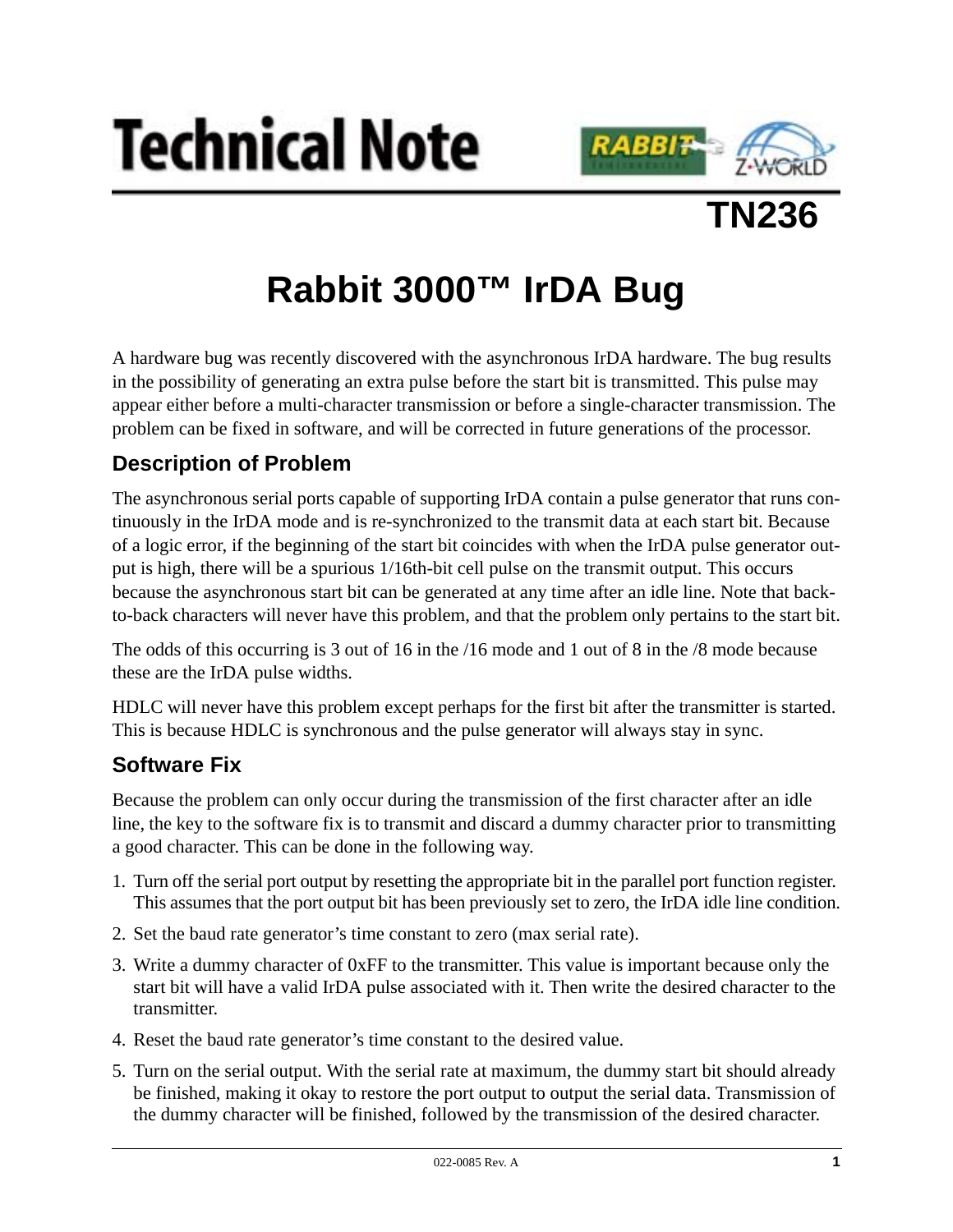# Technical Note

## TN236

# Rabbit 3000™ IrDA Bug

A hardware bug was recently discovered with the asynchronous IrDA hardware. The bug results in the possibility of generating an extra pulse before the start bit is transmitted. This pulse may appear either before a multi-character transmission or before a single-character transmission. The problem can be fixed in software, and will be corrected in future generations of the processor.

## Description of Problem

The asynchronous serial ports capable of supporting IrDA contain a pulse generator that runs continuously in the IrDA mode and is re-synchronized to the transmit data at each start bit. Because of a logic error, if the beginning of the start bit coincides with when the IrDA pulse generator output is high, there will be a spurious 1/16th-bit cell pulse on the transmit output. This occurs because the asynchronous start bit can be generated at any time after an idle line. Note that back-to-back characters will never have this problem, and that the problem only pertains to the start bit.

The odds of this occurring is 3 out of 16 in the /16 mode and 1 out of 8 in the /8 mode because these are the IrDA pulse widths.

HDLC will never have this problem except perhaps for the first bit after the transmitter is started. This is because HDLC is synchronous and the pulse generator will always stay in sync.

## Software Fix

Because the problem can only occur during the transmission of the first character after an idle line, the key to the software fix is to transmit and discard a dummy character prior to transmitting a good character. This can be done in the following way.

1. Turn off the serial port output by resetting the appropriate bit in the parallel port function register. This assumes that the port output bit has been previously set to zero, the IrDA idle line condition.
2. Set the baud rate generator's time constant to zero (max serial rate).
3. Write a dummy character of 0xFF to the transmitter. This value is important because only the start bit will have a valid IrDA pulse associated with it. Then write the desired character to the transmitter.
4. Reset the baud rate generator's time constant to the desired value.
5. Turn on the serial output. With the serial rate at maximum, the dummy start bit should already be finished, making it okay to restore the port output to output the serial data. Transmission of the dummy character will be finished, followed by the transmission of the desired character.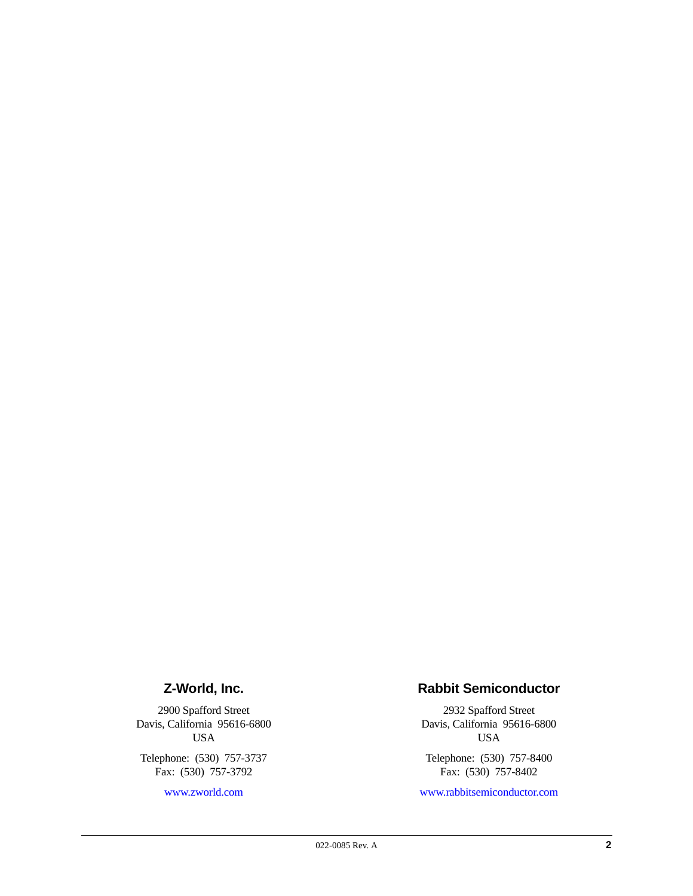## Z-World, Inc.

2900 Spafford Street
Davis, California 95616-6800
USA

Telephone: (530) 757-3737
Fax: (530) 757-3792

www.zworld.com

## Rabbit Semiconductor

2932 Spafford Street
Davis, California 95616-6800
USA

Telephone: (530) 757-8400
Fax: (530) 757-8402

www.rabbitsemiconductor.com

022-0085 Rev. A